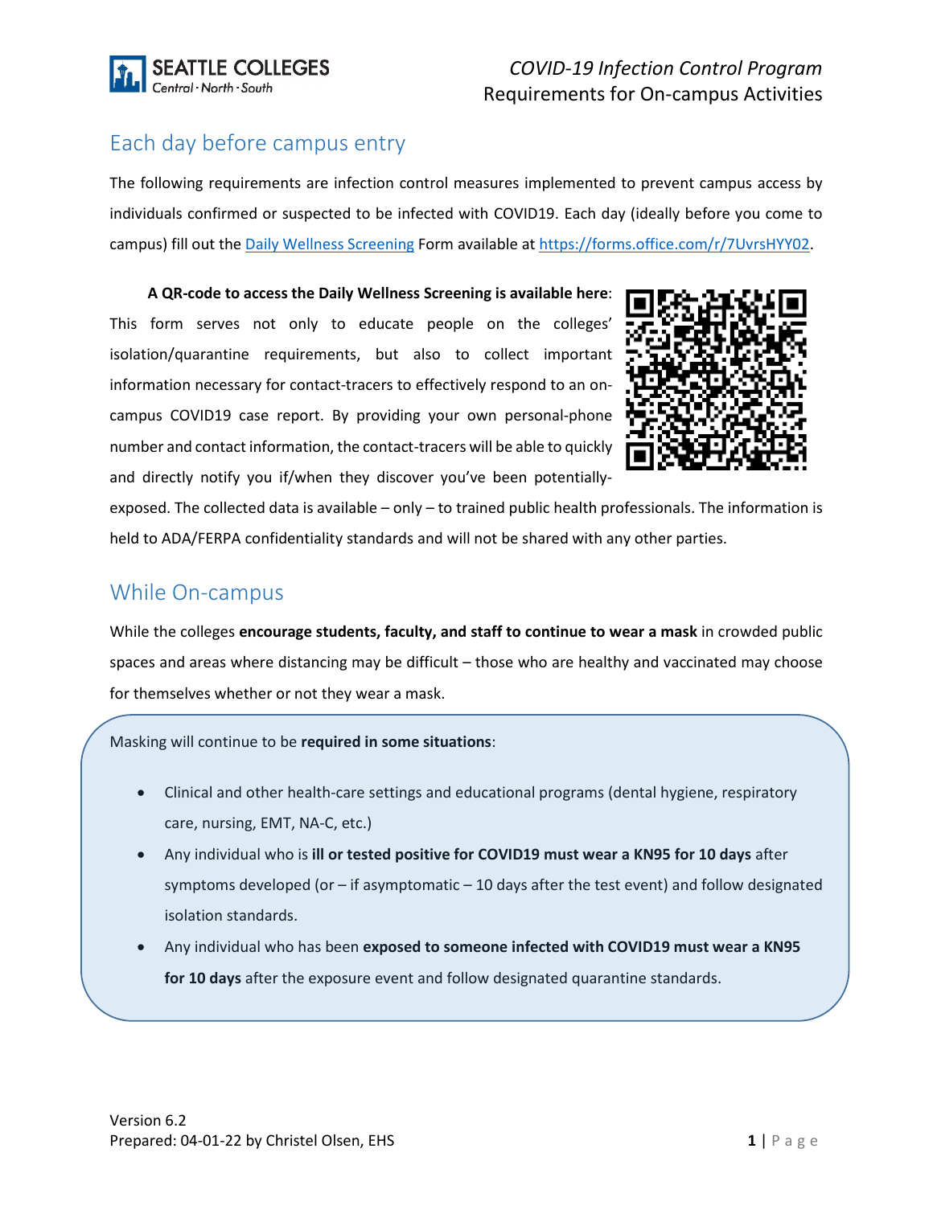## Each day before campus entry

The following requirements are infection control measures implemented to prevent campus access by individuals confirmed or suspected to be infected with COVID19. Each day (ideally before you come to campus) fill out the [Daily Wellness Screening](https://forms.office.com/r/7UvrsHYY02) Form available at https://forms.office.com/r/7UvrsHYY02.

**A QR-code to access the Daily Wellness Screening is available here**: This form serves not only to educate people on the colleges' isolation/quarantine requirements, but also to collect important information necessary for contact-tracers to effectively respond to an on-campus COVID19 case report. By providing your own personal-phone number and contact information, the contact-tracers will be able to quickly and directly notify you if/when they discover you've been potentially-exposed. The collected data is available – only – to trained public health professionals. The information is held to ADA/FERPA confidentiality standards and will not be shared with any other parties.

## While On-campus

While the colleges **encourage students, faculty, and staff to continue to wear a mask** in crowded public spaces and areas where distancing may be difficult – those who are healthy and vaccinated may choose for themselves whether or not they wear a mask.

Masking will continue to be **required in some situations**:

- Clinical and other health-care settings and educational programs (dental hygiene, respiratory care, nursing, EMT, NA-C, etc.)
- Any individual who is **ill or tested positive for COVID19 must wear a KN95 for 10 days** after symptoms developed (or – if asymptomatic – 10 days after the test event) and follow designated isolation standards.
- Any individual who has been **exposed to someone infected with COVID19 must wear a KN95 for 10 days** after the exposure event and follow designated quarantine standards.

Version 6.2
Prepared: 04-01-22 by Christel Olsen, EHS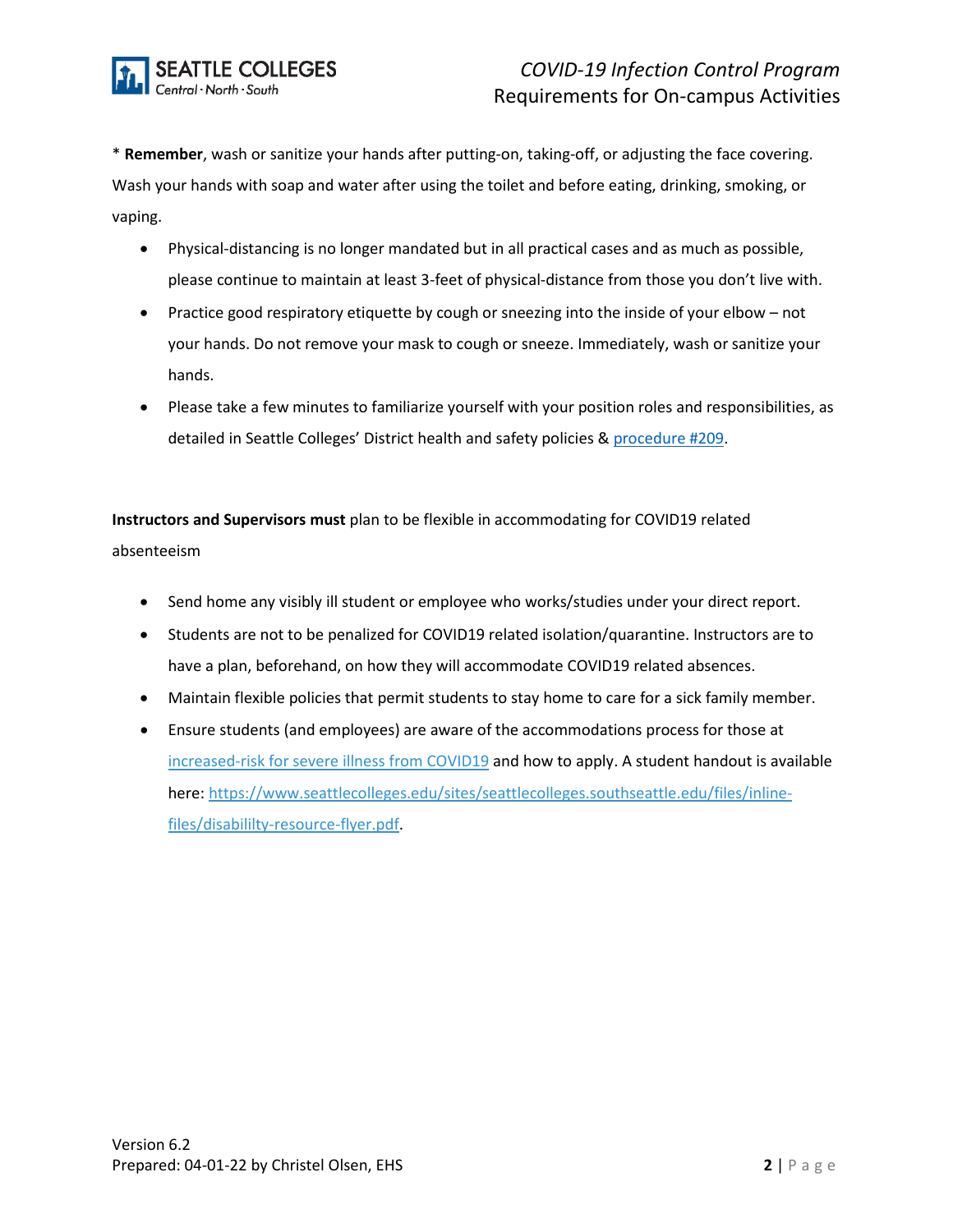* **Remember**, wash or sanitize your hands after putting-on, taking-off, or adjusting the face covering. Wash your hands with soap and water after using the toilet and before eating, drinking, smoking, or vaping.

- Physical-distancing is no longer mandated but in all practical cases and as much as possible, please continue to maintain at least 3-feet of physical-distance from those you don't live with.
- Practice good respiratory etiquette by cough or sneezing into the inside of your elbow – not your hands. Do not remove your mask to cough or sneeze. Immediately, wash or sanitize your hands.
- Please take a few minutes to familiarize yourself with your position roles and responsibilities, as detailed in Seattle Colleges' District health and safety policies & procedure #209.

**Instructors and Supervisors must** plan to be flexible in accommodating for COVID19 related absenteeism

- Send home any visibly ill student or employee who works/studies under your direct report.
- Students are not to be penalized for COVID19 related isolation/quarantine. Instructors are to have a plan, beforehand, on how they will accommodate COVID19 related absences.
- Maintain flexible policies that permit students to stay home to care for a sick family member.
- Ensure students (and employees) are aware of the accommodations process for those at increased-risk for severe illness from COVID19 and how to apply. A student handout is available here: https://www.seattlecolleges.edu/sites/seattlecolleges.southseattle.edu/files/inline-files/disabililty-resource-flyer.pdf.

Version 6.2
Prepared: 04-01-22 by Christel Olsen, EHS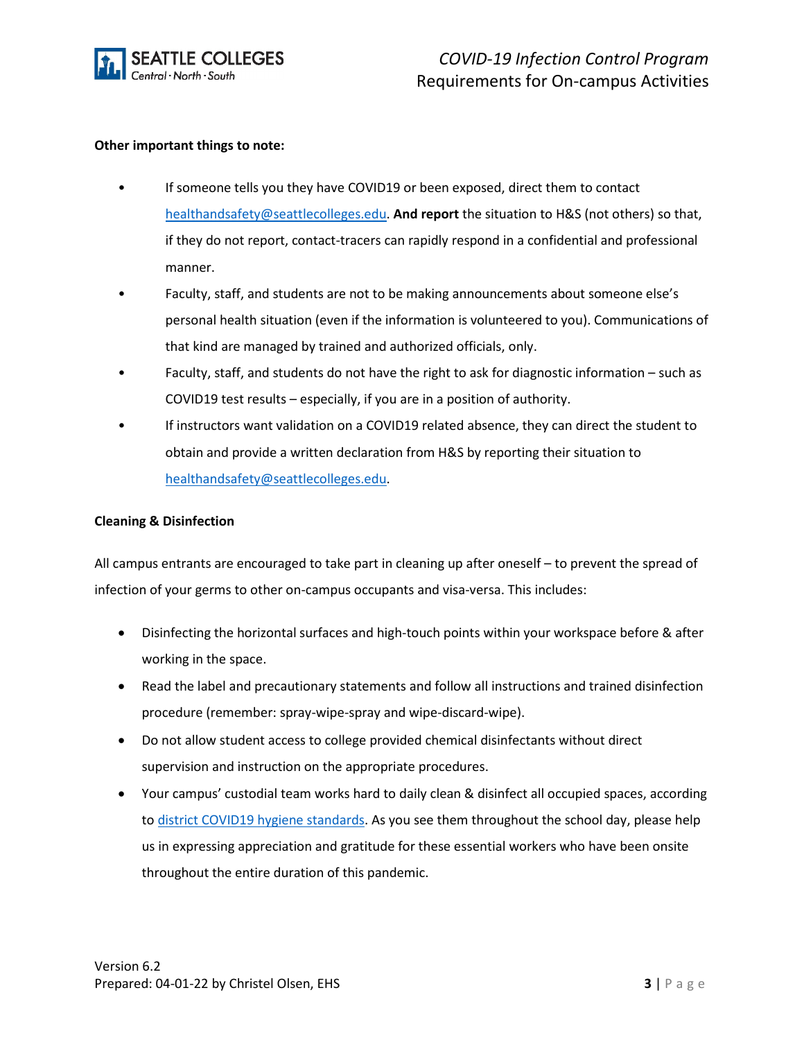**Other important things to note:**

- If someone tells you they have COVID19 or been exposed, direct them to contact healthandsafety@seattlecolleges.edu. **And report** the situation to H&S (not others) so that, if they do not report, contact-tracers can rapidly respond in a confidential and professional manner.
- Faculty, staff, and students are not to be making announcements about someone else's personal health situation (even if the information is volunteered to you). Communications of that kind are managed by trained and authorized officials, only.
- Faculty, staff, and students do not have the right to ask for diagnostic information – such as COVID19 test results – especially, if you are in a position of authority.
- If instructors want validation on a COVID19 related absence, they can direct the student to obtain and provide a written declaration from H&S by reporting their situation to healthandsafety@seattlecolleges.edu.

**Cleaning & Disinfection**

All campus entrants are encouraged to take part in cleaning up after oneself – to prevent the spread of infection of your germs to other on-campus occupants and visa-versa. This includes:

- Disinfecting the horizontal surfaces and high-touch points within your workspace before & after working in the space.
- Read the label and precautionary statements and follow all instructions and trained disinfection procedure (remember: spray-wipe-spray and wipe-discard-wipe).
- Do not allow student access to college provided chemical disinfectants without direct supervision and instruction on the appropriate procedures.
- Your campus' custodial team works hard to daily clean & disinfect all occupied spaces, according to district COVID19 hygiene standards. As you see them throughout the school day, please help us in expressing appreciation and gratitude for these essential workers who have been onsite throughout the entire duration of this pandemic.

Version 6.2
Prepared: 04-01-22 by Christel Olsen, EHS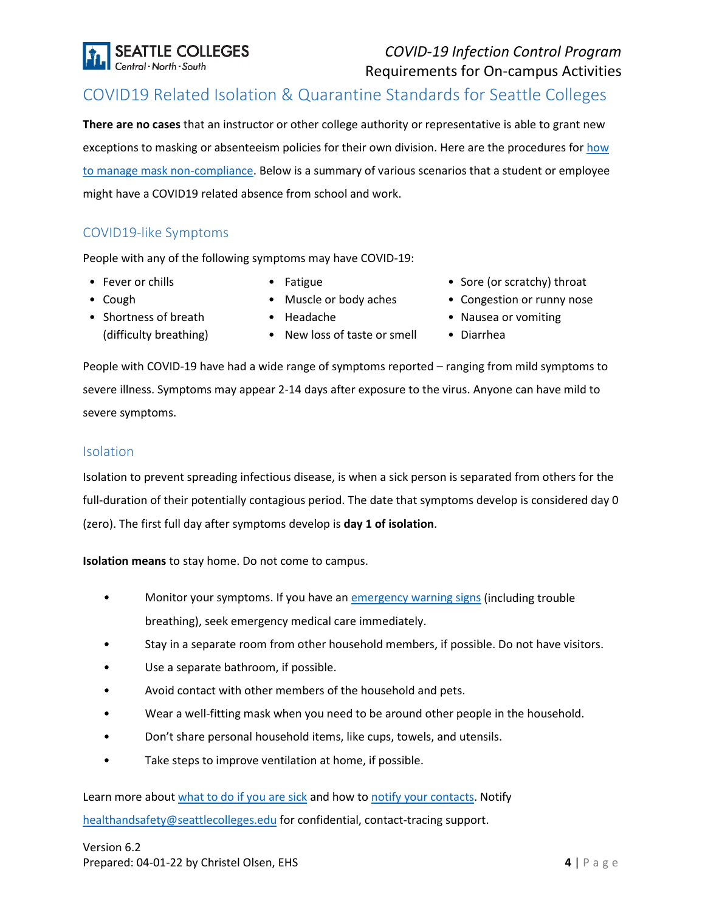## COVID19 Related Isolation & Quarantine Standards for Seattle Colleges

**There are no cases** that an instructor or other college authority or representative is able to grant new exceptions to masking or absenteeism policies for their own division. Here are the procedures for [how to manage mask non-compliance](). Below is a summary of various scenarios that a student or employee might have a COVID19 related absence from school and work.

### COVID19-like Symptoms

People with any of the following symptoms may have COVID-19:

- Fever or chills
- Cough
- Shortness of breath (difficulty breathing)
- Fatigue
- Muscle or body aches
- Headache
- New loss of taste or smell
- Sore (or scratchy) throat
- Congestion or runny nose
- Nausea or vomiting
- Diarrhea

People with COVID-19 have had a wide range of symptoms reported – ranging from mild symptoms to severe illness. Symptoms may appear 2-14 days after exposure to the virus. Anyone can have mild to severe symptoms.

### Isolation

Isolation to prevent spreading infectious disease, is when a sick person is separated from others for the full-duration of their potentially contagious period. The date that symptoms develop is considered day 0 (zero). The first full day after symptoms develop is **day 1 of isolation**.

**Isolation means** to stay home. Do not come to campus.

- Monitor your symptoms. If you have an [emergency warning signs]() (including trouble breathing), seek emergency medical care immediately.
- Stay in a separate room from other household members, if possible. Do not have visitors.
- Use a separate bathroom, if possible.
- Avoid contact with other members of the household and pets.
- Wear a well-fitting mask when you need to be around other people in the household.
- Don't share personal household items, like cups, towels, and utensils.
- Take steps to improve ventilation at home, if possible.

Learn more about [what to do if you are sick]() and how to [notify your contacts](). Notify [healthandsafety@seattlecolleges.edu]() for confidential, contact-tracing support.

Version 6.2
Prepared: 04-01-22 by Christel Olsen, EHS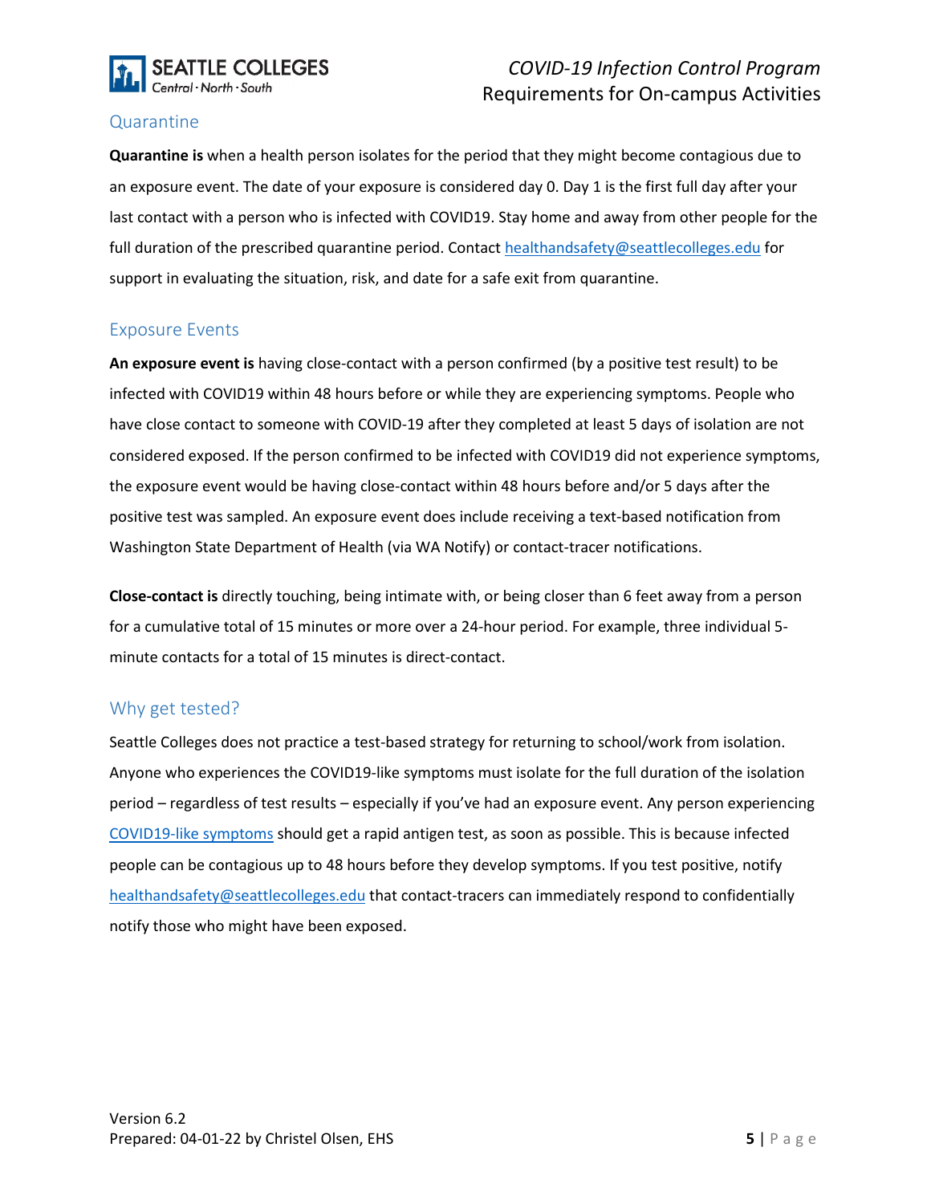## Quarantine

**Quarantine is** when a health person isolates for the period that they might become contagious due to an exposure event. The date of your exposure is considered day 0. Day 1 is the first full day after your last contact with a person who is infected with COVID19. Stay home and away from other people for the full duration of the prescribed quarantine period. Contact healthandsafety@seattlecolleges.edu for support in evaluating the situation, risk, and date for a safe exit from quarantine.

## Exposure Events

**An exposure event is** having close-contact with a person confirmed (by a positive test result) to be infected with COVID19 within 48 hours before or while they are experiencing symptoms. People who have close contact to someone with COVID-19 after they completed at least 5 days of isolation are not considered exposed. If the person confirmed to be infected with COVID19 did not experience symptoms, the exposure event would be having close-contact within 48 hours before and/or 5 days after the positive test was sampled. An exposure event does include receiving a text-based notification from Washington State Department of Health (via WA Notify) or contact-tracer notifications.

**Close-contact is** directly touching, being intimate with, or being closer than 6 feet away from a person for a cumulative total of 15 minutes or more over a 24-hour period. For example, three individual 5-minute contacts for a total of 15 minutes is direct-contact.

## Why get tested?

Seattle Colleges does not practice a test-based strategy for returning to school/work from isolation. Anyone who experiences the COVID19-like symptoms must isolate for the full duration of the isolation period – regardless of test results – especially if you've had an exposure event. Any person experiencing COVID19-like symptoms should get a rapid antigen test, as soon as possible. This is because infected people can be contagious up to 48 hours before they develop symptoms. If you test positive, notify healthandsafety@seattlecolleges.edu that contact-tracers can immediately respond to confidentially notify those who might have been exposed.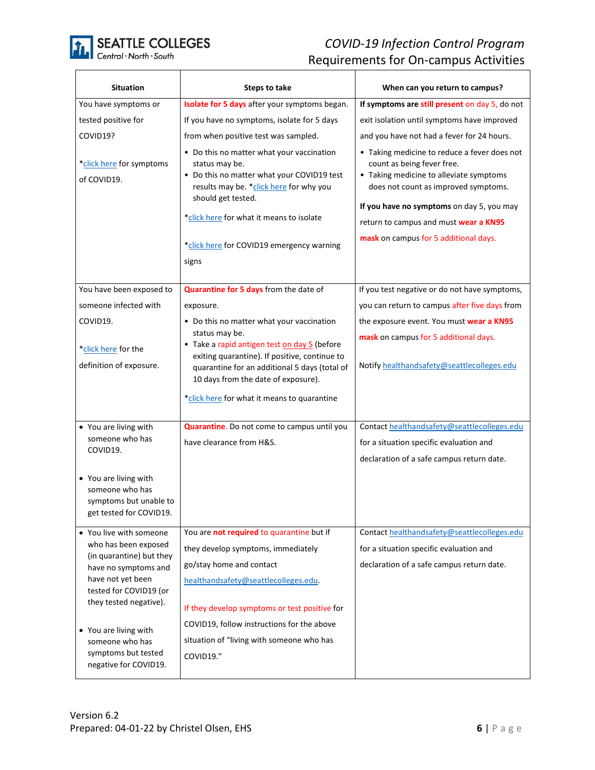| Situation | Steps to take | When can you return to campus? |
|---|---|---|
| You have symptoms or tested positive for COVID19?<br><br>*click here for symptoms of COVID19. | **Isolate for 5 days** after your symptoms began.<br>If you have no symptoms, isolate for 5 days from when positive test was sampled.<br>• Do this no matter what your vaccination status may be.<br>• Do this no matter what your COVID19 test results may be. *click here for why you should get tested.<br><br>*click here for what it means to isolate<br><br>*click here for COVID19 emergency warning signs | **If symptoms are still present** on day 5, do not exit isolation until symptoms have improved and you have not had a fever for 24 hours.<br>• Taking medicine to reduce a fever does not count as being fever free.<br>• Taking medicine to alleviate symptoms does not count as improved symptoms.<br><br>**If you have no symptoms** on day 5, you may return to campus and must **wear a KN95 mask** on campus for 5 additional days. |
| You have been exposed to someone infected with COVID19.<br><br>*click here for the definition of exposure. | **Quarantine for 5 days** from the date of exposure.<br>• Do this no matter what your vaccination status may be.<br>• Take a rapid antigen test on day 5 (before exiting quarantine). If positive, continue to quarantine for an additional 5 days (total of 10 days from the date of exposure).<br><br>*click here for what it means to quarantine | If you test negative or do not have symptoms, you can return to campus after five days from the exposure event. You must **wear a KN95 mask** on campus for 5 additional days.<br><br>Notify healthandsafety@seattlecolleges.edu |
| • You are living with someone who has COVID19.<br><br>• You are living with someone who has symptoms but unable to get tested for COVID19. | **Quarantine**. Do not come to campus until you have clearance from H&S. | Contact healthandsafety@seattlecolleges.edu for a situation specific evaluation and declaration of a safe campus return date. |
| • You live with someone who has been exposed (in quarantine) but they have no symptoms and have not yet been tested for COVID19 (or they tested negative).<br><br>• You are living with someone who has symptoms but tested negative for COVID19. | You are **not required** to quarantine but if they develop symptoms, immediately go/stay home and contact healthandsafety@seattlecolleges.edu.<br><br>If they develop symptoms or test positive for COVID19, follow instructions for the above situation of "living with someone who has COVID19." | Contact healthandsafety@seattlecolleges.edu for a situation specific evaluation and declaration of a safe campus return date. |

Version 6.2
Prepared: 04-01-22 by Christel Olsen, EHS